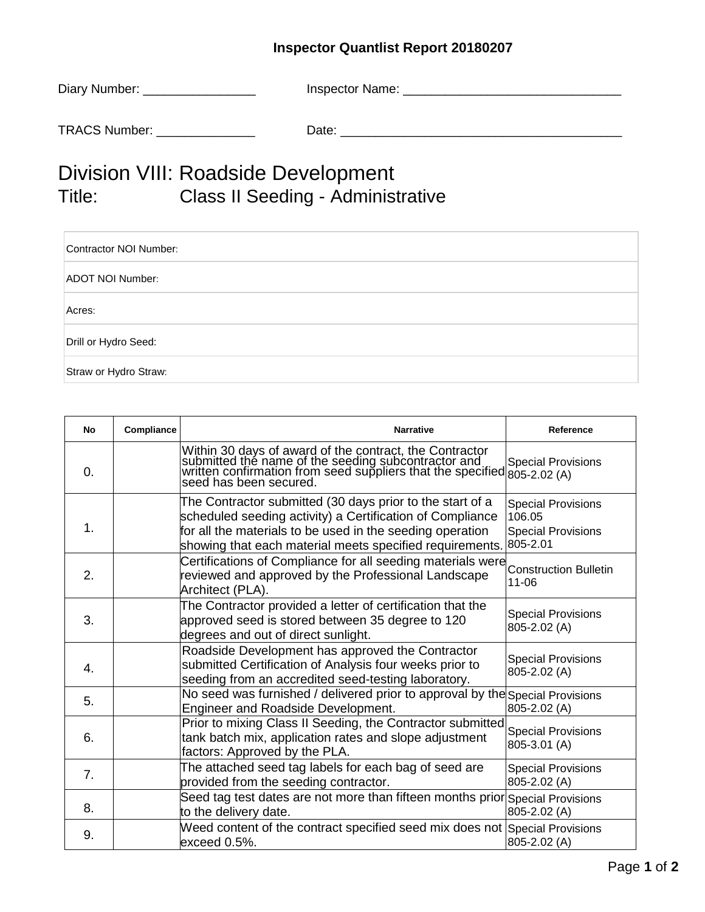# Inspector Quantlist Report 20180207

Diary Number: ________________ Inspector Name: _______________________________

TRACS Number: ______________ Date: ________________________________________

## Division VIII: Roadside Development

## Title: Class II Seeding - Administrative

| |
|---|
| Contractor NOI Number: |
| ADOT NOI Number: |
| Acres: |
| Drill or Hydro Seed: |
| Straw or Hydro Straw: |

| No | Compliance | Narrative | Reference |
|---|---|---|---|
| 0. | | Within 30 days of award of the contract, the Contractor submitted the name of the seeding subcontractor and written confirmation from seed suppliers that the specified seed has been secured. | Special Provisions 805-2.02 (A) |
| 1. | | The Contractor submitted (30 days prior to the start of a scheduled seeding activity) a Certification of Compliance for all the materials to be used in the seeding operation showing that each material meets specified requirements. | Special Provisions 106.05<br>Special Provisions 805-2.01 |
| 2. | | Certifications of Compliance for all seeding materials were reviewed and approved by the Professional Landscape Architect (PLA). | Construction Bulletin 11-06 |
| 3. | | The Contractor provided a letter of certification that the approved seed is stored between 35 degree to 120 degrees and out of direct sunlight. | Special Provisions 805-2.02 (A) |
| 4. | | Roadside Development has approved the Contractor submitted Certification of Analysis four weeks prior to seeding from an accredited seed-testing laboratory. | Special Provisions 805-2.02 (A) |
| 5. | | No seed was furnished / delivered prior to approval by the Engineer and Roadside Development. | Special Provisions 805-2.02 (A) |
| 6. | | Prior to mixing Class II Seeding, the Contractor submitted tank batch mix, application rates and slope adjustment factors: Approved by the PLA. | Special Provisions 805-3.01 (A) |
| 7. | | The attached seed tag labels for each bag of seed are provided from the seeding contractor. | Special Provisions 805-2.02 (A) |
| 8. | | Seed tag test dates are not more than fifteen months prior to the delivery date. | Special Provisions 805-2.02 (A) |
| 9. | | Weed content of the contract specified seed mix does not exceed 0.5%. | Special Provisions 805-2.02 (A) |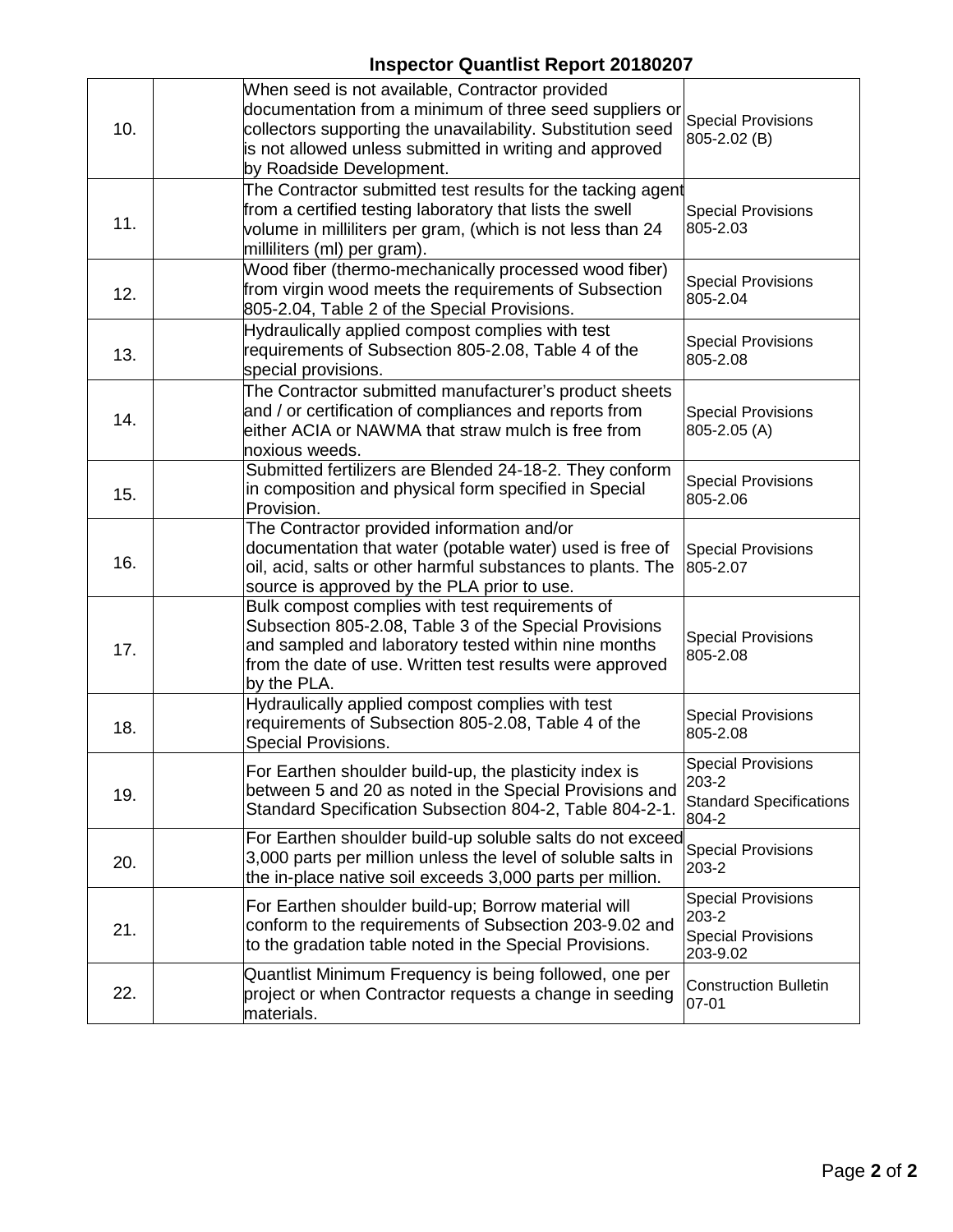## Inspector Quantlist Report 20180207

| | | | |
|---|---|---|---|
| 10. | | When seed is not available, Contractor provided documentation from a minimum of three seed suppliers or collectors supporting the unavailability. Substitution seed is not allowed unless submitted in writing and approved by Roadside Development. | Special Provisions 805-2.02 (B) |
| 11. | | The Contractor submitted test results for the tacking agent from a certified testing laboratory that lists the swell volume in milliliters per gram, (which is not less than 24 milliliters (ml) per gram). | Special Provisions 805-2.03 |
| 12. | | Wood fiber (thermo-mechanically processed wood fiber) from virgin wood meets the requirements of Subsection 805-2.04, Table 2 of the Special Provisions. | Special Provisions 805-2.04 |
| 13. | | Hydraulically applied compost complies with test requirements of Subsection 805-2.08, Table 4 of the special provisions. | Special Provisions 805-2.08 |
| 14. | | The Contractor submitted manufacturer's product sheets and / or certification of compliances and reports from either ACIA or NAWMA that straw mulch is free from noxious weeds. | Special Provisions 805-2.05 (A) |
| 15. | | Submitted fertilizers are Blended 24-18-2. They conform in composition and physical form specified in Special Provision. | Special Provisions 805-2.06 |
| 16. | | The Contractor provided information and/or documentation that water (potable water) used is free of oil, acid, salts or other harmful substances to plants. The source is approved by the PLA prior to use. | Special Provisions 805-2.07 |
| 17. | | Bulk compost complies with test requirements of Subsection 805-2.08, Table 3 of the Special Provisions and sampled and laboratory tested within nine months from the date of use. Written test results were approved by the PLA. | Special Provisions 805-2.08 |
| 18. | | Hydraulically applied compost complies with test requirements of Subsection 805-2.08, Table 4 of the Special Provisions. | Special Provisions 805-2.08 |
| 19. | | For Earthen shoulder build-up, the plasticity index is between 5 and 20 as noted in the Special Provisions and Standard Specification Subsection 804-2, Table 804-2-1. | Special Provisions 203-2<br>Standard Specifications 804-2 |
| 20. | | For Earthen shoulder build-up soluble salts do not exceed 3,000 parts per million unless the level of soluble salts in the in-place native soil exceeds 3,000 parts per million. | Special Provisions 203-2 |
| 21. | | For Earthen shoulder build-up; Borrow material will conform to the requirements of Subsection 203-9.02 and to the gradation table noted in the Special Provisions. | Special Provisions 203-2<br>Special Provisions 203-9.02 |
| 22. | | Quantlist Minimum Frequency is being followed, one per project or when Contractor requests a change in seeding materials. | Construction Bulletin 07-01 |